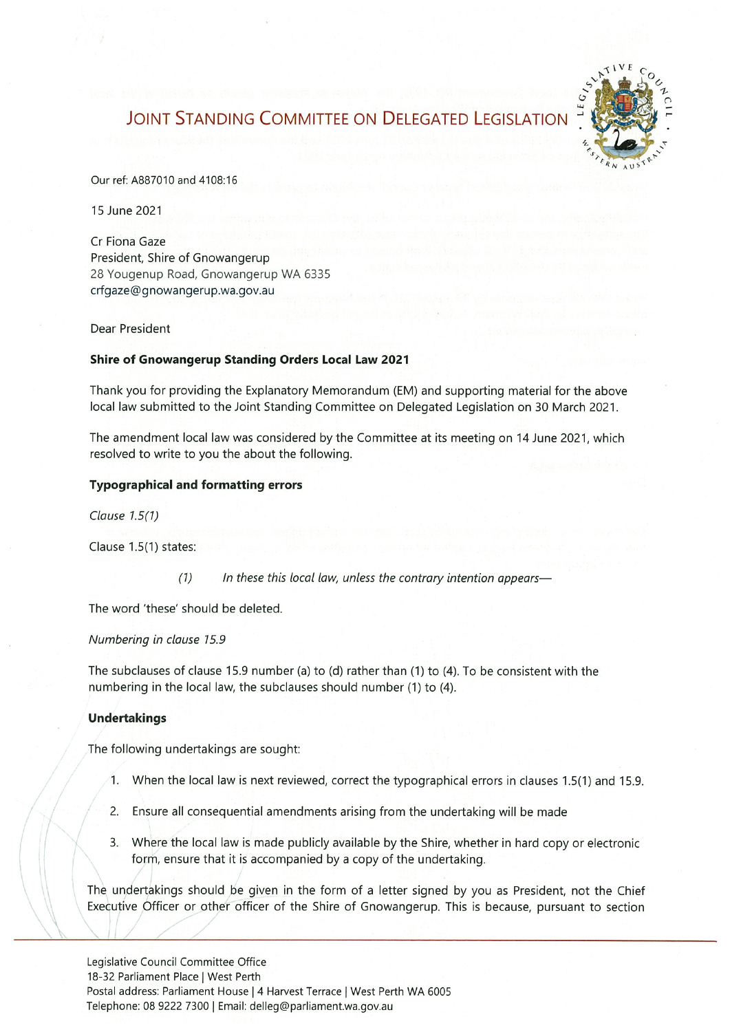# Joint Standing Committee on Delegated Legislation

Our ref: A887010 and 4108:16

15 June 2021

Cr Fiona Gaze
President, Shire of Gnowangerup
28 Yougenup Road, Gnowangerup WA 6335
crfgaze@gnowangerup.wa.gov.au

Dear President

**Shire of Gnowangerup Standing Orders Local Law 2021**

Thank you for providing the Explanatory Memorandum (EM) and supporting material for the above local law submitted to the Joint Standing Committee on Delegated Legislation on 30 March 2021.

The amendment local law was considered by the Committee at its meeting on 14 June 2021, which resolved to write to you the about the following.

**Typographical and formatting errors**

*Clause 1.5(1)*

Clause 1.5(1) states:

> *(1) In these this local law, unless the contrary intention appears—*

The word 'these' should be deleted.

*Numbering in clause 15.9*

The subclauses of clause 15.9 number (a) to (d) rather than (1) to (4). To be consistent with the numbering in the local law, the subclauses should number (1) to (4).

**Undertakings**

The following undertakings are sought:

1. When the local law is next reviewed, correct the typographical errors in clauses 1.5(1) and 15.9.
2. Ensure all consequential amendments arising from the undertaking will be made
3. Where the local law is made publicly available by the Shire, whether in hard copy or electronic form, ensure that it is accompanied by a copy of the undertaking.

The undertakings should be given in the form of a letter signed by you as President, not the Chief Executive Officer or other officer of the Shire of Gnowangerup. This is because, pursuant to section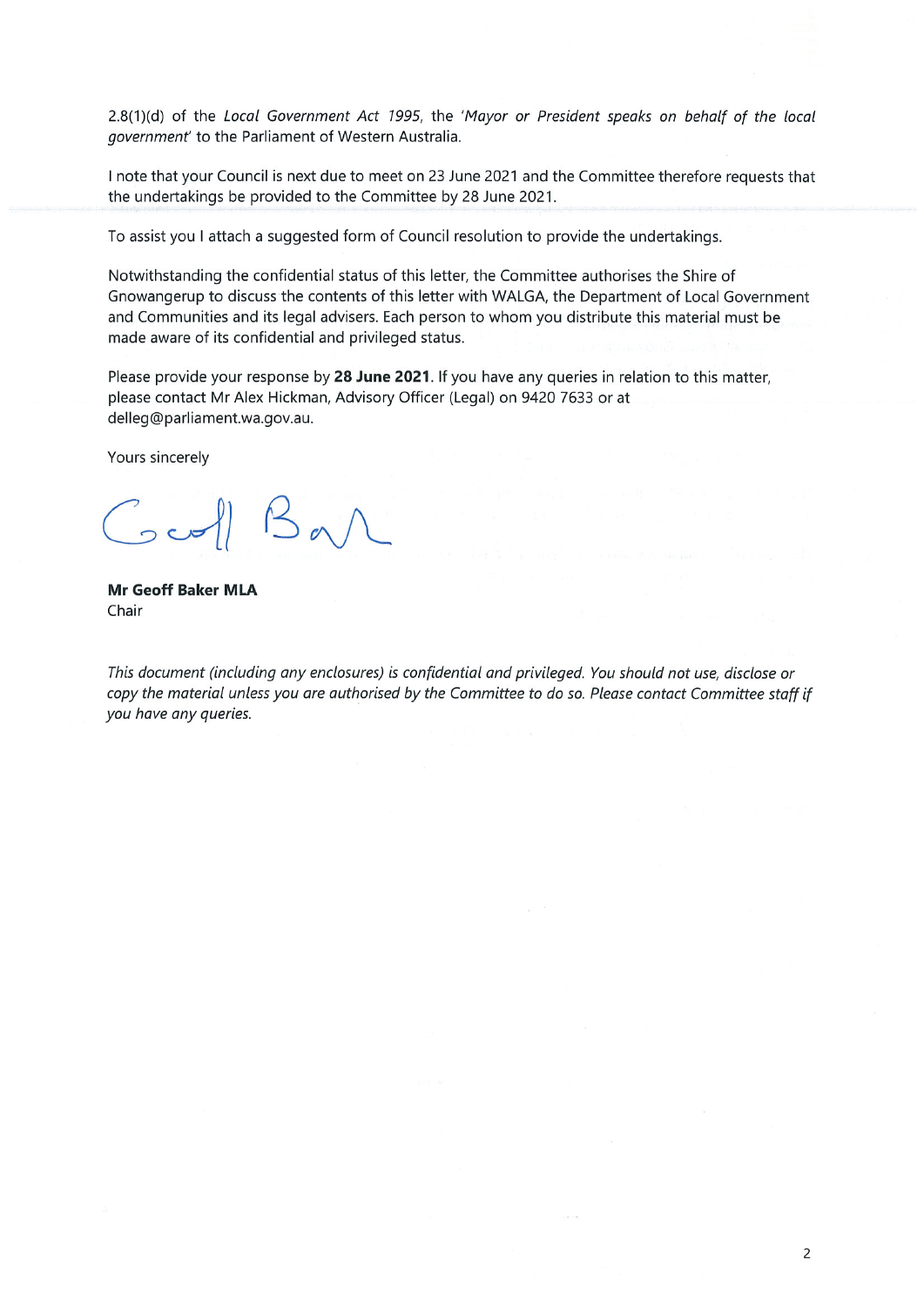2.8(1)(d) of the *Local Government Act 1995*, the *'Mayor or President speaks on behalf of the local government'* to the Parliament of Western Australia.

I note that your Council is next due to meet on 23 June 2021 and the Committee therefore requests that the undertakings be provided to the Committee by 28 June 2021.

To assist you I attach a suggested form of Council resolution to provide the undertakings.

Notwithstanding the confidential status of this letter, the Committee authorises the Shire of Gnowangerup to discuss the contents of this letter with WALGA, the Department of Local Government and Communities and its legal advisers. Each person to whom you distribute this material must be made aware of its confidential and privileged status.

Please provide your response by **28 June 2021**. If you have any queries in relation to this matter, please contact Mr Alex Hickman, Advisory Officer (Legal) on 9420 7633 or at delleg@parliament.wa.gov.au.

Yours sincerely

**Mr Geoff Baker MLA**
Chair

*This document (including any enclosures) is confidential and privileged. You should not use, disclose or copy the material unless you are authorised by the Committee to do so. Please contact Committee staff if you have any queries.*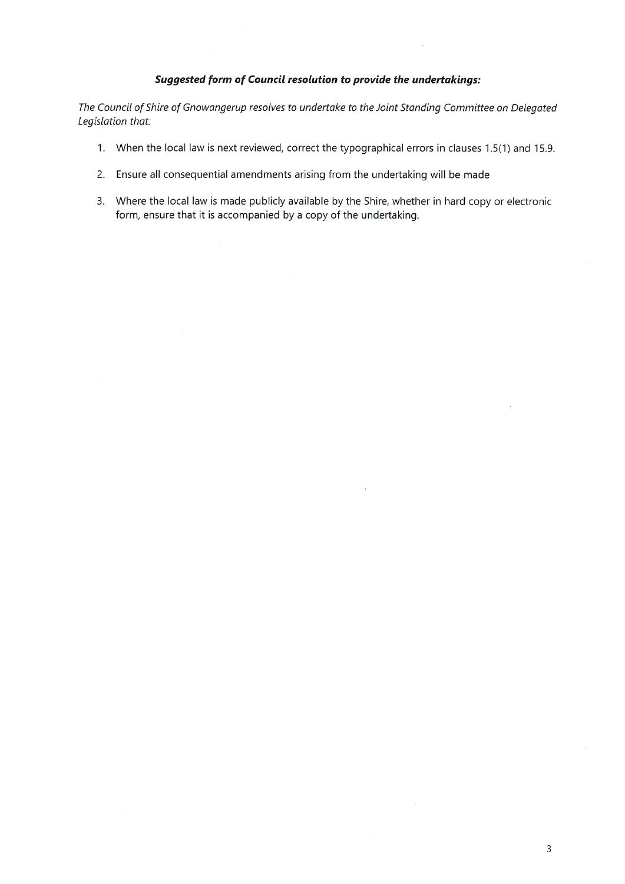***Suggested form of Council resolution to provide the undertakings:***

*The Council of Shire of Gnowangerup resolves to undertake to the Joint Standing Committee on Delegated Legislation that:*

1. When the local law is next reviewed, correct the typographical errors in clauses 1.5(1) and 15.9.
2. Ensure all consequential amendments arising from the undertaking will be made
3. Where the local law is made publicly available by the Shire, whether in hard copy or electronic form, ensure that it is accompanied by a copy of the undertaking.